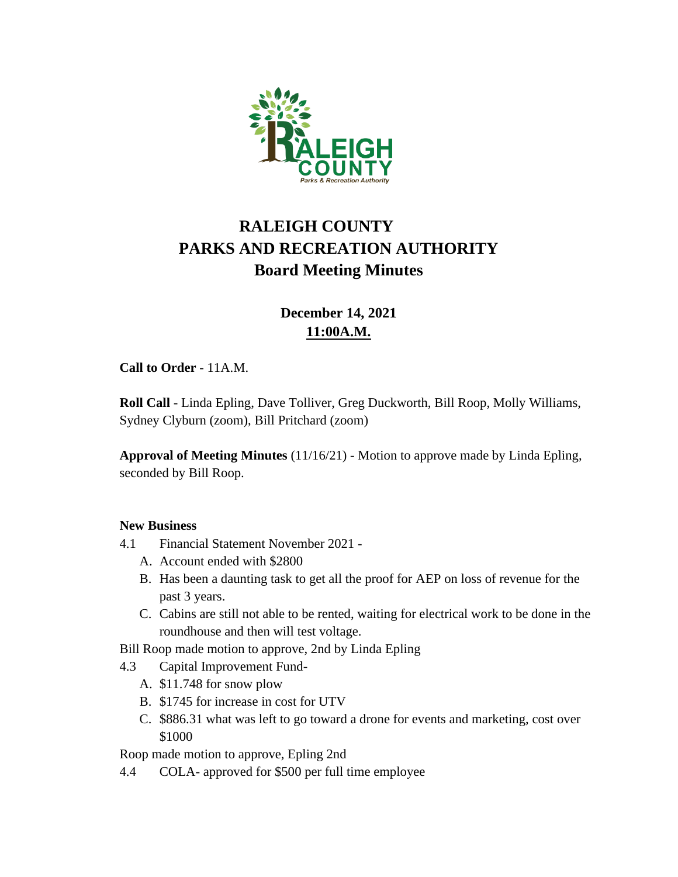# RALEIGH COUNTY
# PARKS AND RECREATION AUTHORITY
## Board Meeting Minutes

**December 14, 2021**
**11:00A.M.**

**Call to Order** - 11A.M.

**Roll Call** - Linda Epling, Dave Tolliver, Greg Duckworth, Bill Roop, Molly Williams, Sydney Clyburn (zoom), Bill Pritchard (zoom)

**Approval of Meeting Minutes** (11/16/21) - Motion to approve made by Linda Epling, seconded by Bill Roop.

**New Business**

4.1 Financial Statement November 2021 -
   A. Account ended with $2800
   B. Has been a daunting task to get all the proof for AEP on loss of revenue for the past 3 years.
   C. Cabins are still not able to be rented, waiting for electrical work to be done in the roundhouse and then will test voltage.

Bill Roop made motion to approve, 2nd by Linda Epling

4.3 Capital Improvement Fund-
   A. $11.748 for snow plow
   B. $1745 for increase in cost for UTV
   C. $886.31 what was left to go toward a drone for events and marketing, cost over $1000

Roop made motion to approve, Epling 2nd

4.4 COLA- approved for $500 per full time employee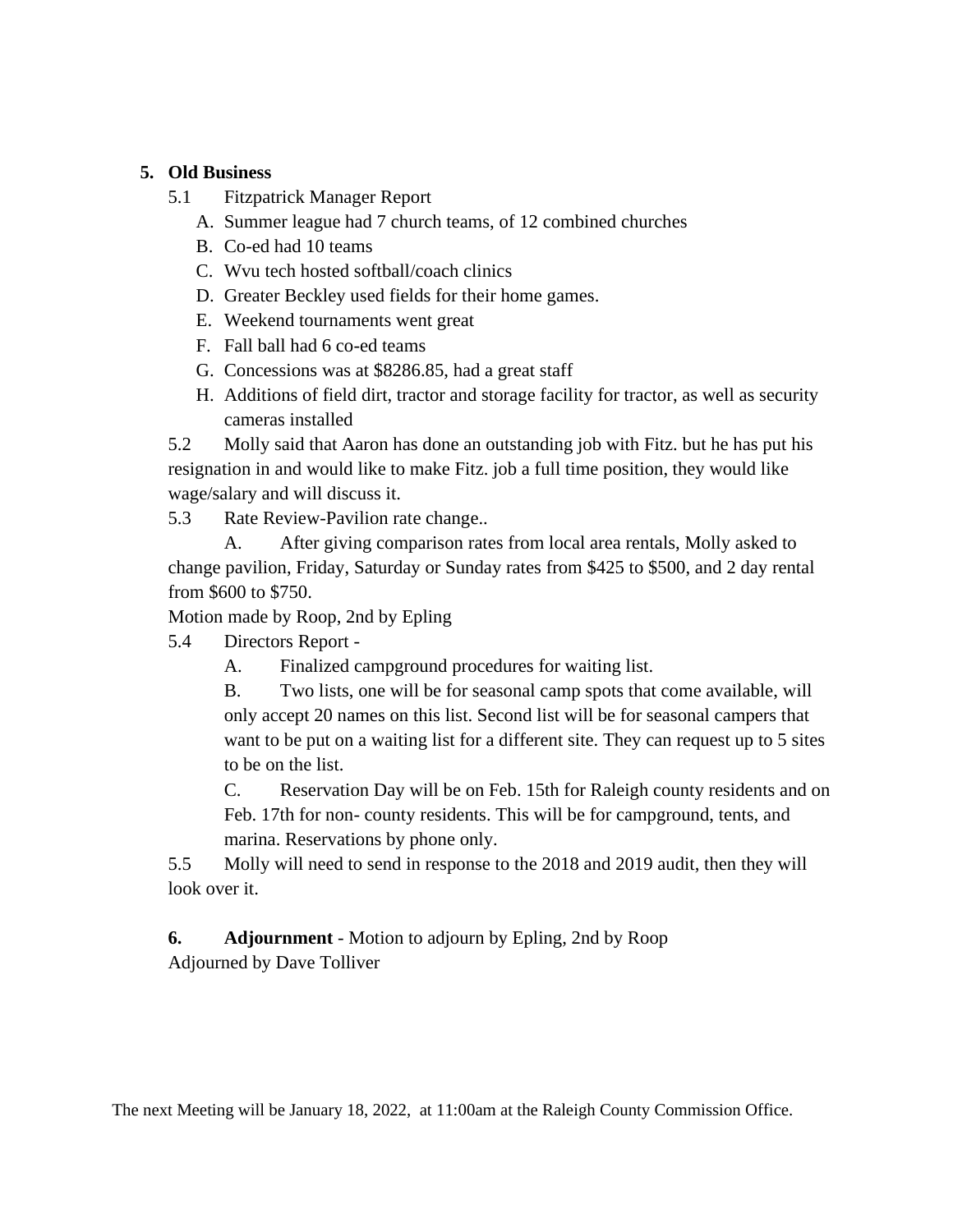5. **Old Business**

   5.1 Fitzpatrick Manager Report

   A. Summer league had 7 church teams, of 12 combined churches
   B. Co-ed had 10 teams
   C. Wvu tech hosted softball/coach clinics
   D. Greater Beckley used fields for their home games.
   E. Weekend tournaments went great
   F. Fall ball had 6 co-ed teams
   G. Concessions was at $8286.85, had a great staff
   H. Additions of field dirt, tractor and storage facility for tractor, as well as security cameras installed

   5.2 Molly said that Aaron has done an outstanding job with Fitz. but he has put his resignation in and would like to make Fitz. job a full time position, they would like wage/salary and will discuss it.

   5.3 Rate Review-Pavilion rate change..

   A. After giving comparison rates from local area rentals, Molly asked to change pavilion, Friday, Saturday or Sunday rates from $425 to $500, and 2 day rental from $600 to $750.

   Motion made by Roop, 2nd by Epling

   5.4 Directors Report -

   A. Finalized campground procedures for waiting list.

   B. Two lists, one will be for seasonal camp spots that come available, will only accept 20 names on this list. Second list will be for seasonal campers that want to be put on a waiting list for a different site. They can request up to 5 sites to be on the list.

   C. Reservation Day will be on Feb. 15th for Raleigh county residents and on Feb. 17th for non- county residents. This will be for campground, tents, and marina. Reservations by phone only.

   5.5 Molly will need to send in response to the 2018 and 2019 audit, then they will look over it.

6. **Adjournment** - Motion to adjourn by Epling, 2nd by Roop

   Adjourned by Dave Tolliver

The next Meeting will be January 18, 2022, at 11:00am at the Raleigh County Commission Office.